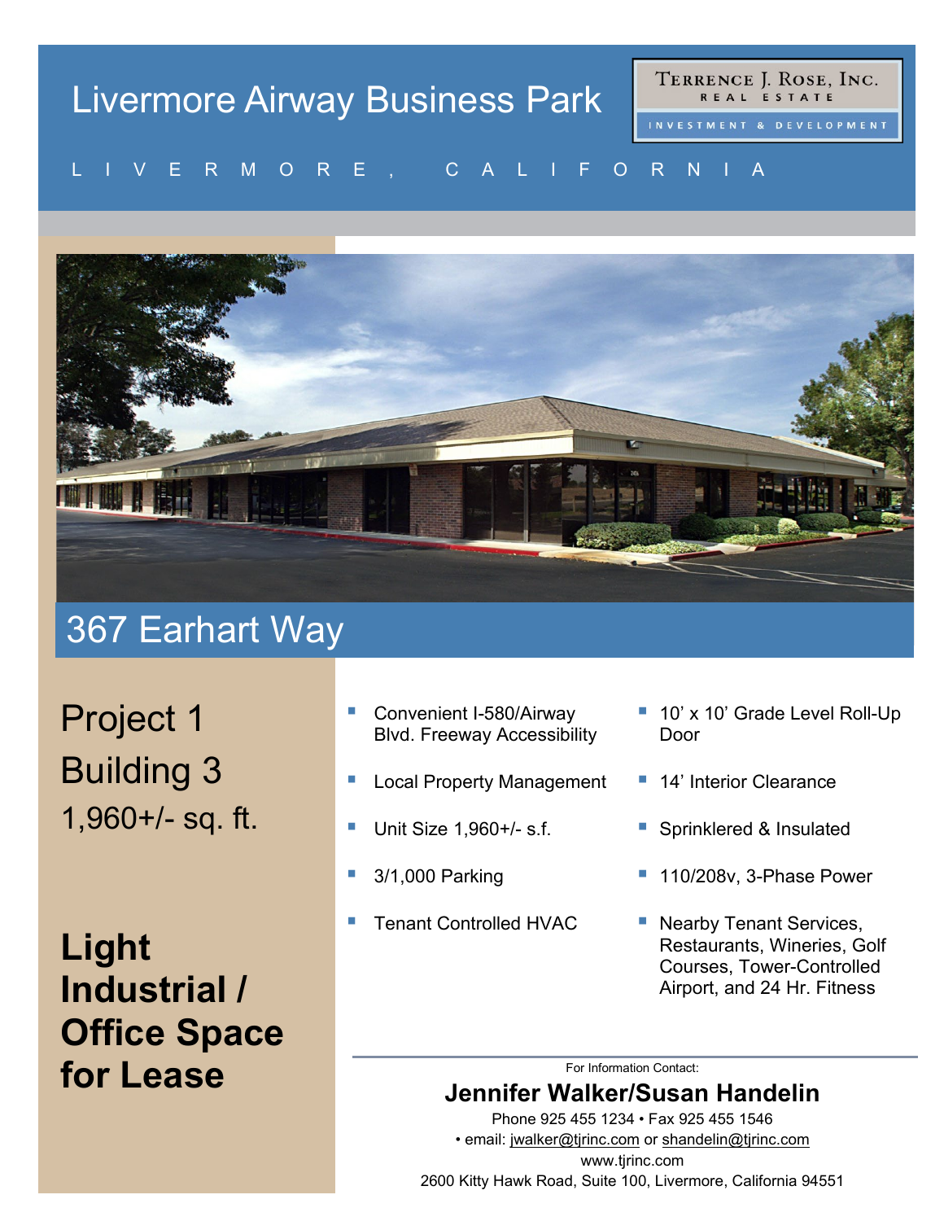# Livermore Airway Business Park

TERRENCE J. ROSE, INC.
REAL ESTATE
INVESTMENT & DEVELOPMENT

LIVERMORE, CALIFORNIA

## 367 Earhart Way

Project 1

Building 3

1,960+/- sq. ft.

**Light Industrial / Office Space for Lease**

- Convenient I-580/Airway Blvd. Freeway Accessibility
- Local Property Management
- Unit Size 1,960+/- s.f.
- 3/1,000 Parking
- Tenant Controlled HVAC
- 10' x 10' Grade Level Roll-Up Door
- 14' Interior Clearance
- Sprinklered & Insulated
- 110/208v, 3-Phase Power
- Nearby Tenant Services, Restaurants, Wineries, Golf Courses, Tower-Controlled Airport, and 24 Hr. Fitness

For Information Contact:

**Jennifer Walker/Susan Handelin**

Phone 925 455 1234 • Fax 925 455 1546

• email: jwalker@tjrinc.com or shandelin@tjrinc.com

www.tjrinc.com

2600 Kitty Hawk Road, Suite 100, Livermore, California 94551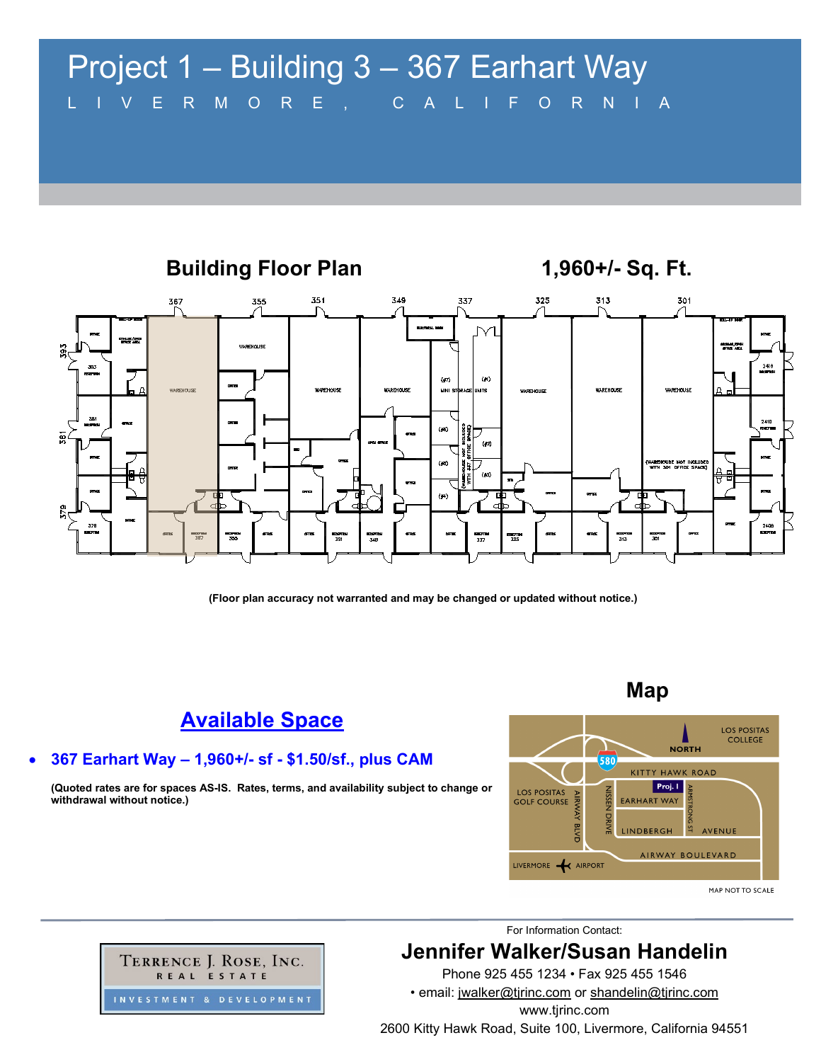# Project 1 – Building 3 – 367 Earhart Way

LIVERMORE, CALIFORNIA

## Building Floor Plan

**1,960+/- Sq. Ft.**

**(Floor plan accuracy not warranted and may be changed or updated without notice.)**

## Map

## Available Space

- **367 Earhart Way – 1,960+/- sf - $1.50/sf., plus CAM**

**(Quoted rates are for spaces AS-IS. Rates, terms, and availability subject to change or withdrawal without notice.)**

MAP NOT TO SCALE

For Information Contact:

**Jennifer Walker/Susan Handelin**

Phone 925 455 1234 • Fax 925 455 1546

• email: jwalker@tjrinc.com or shandelin@tjrinc.com

www.tjrinc.com

2600 Kitty Hawk Road, Suite 100, Livermore, California 94551

TERRENCE J. ROSE, INC.
REAL ESTATE
INVESTMENT & DEVELOPMENT